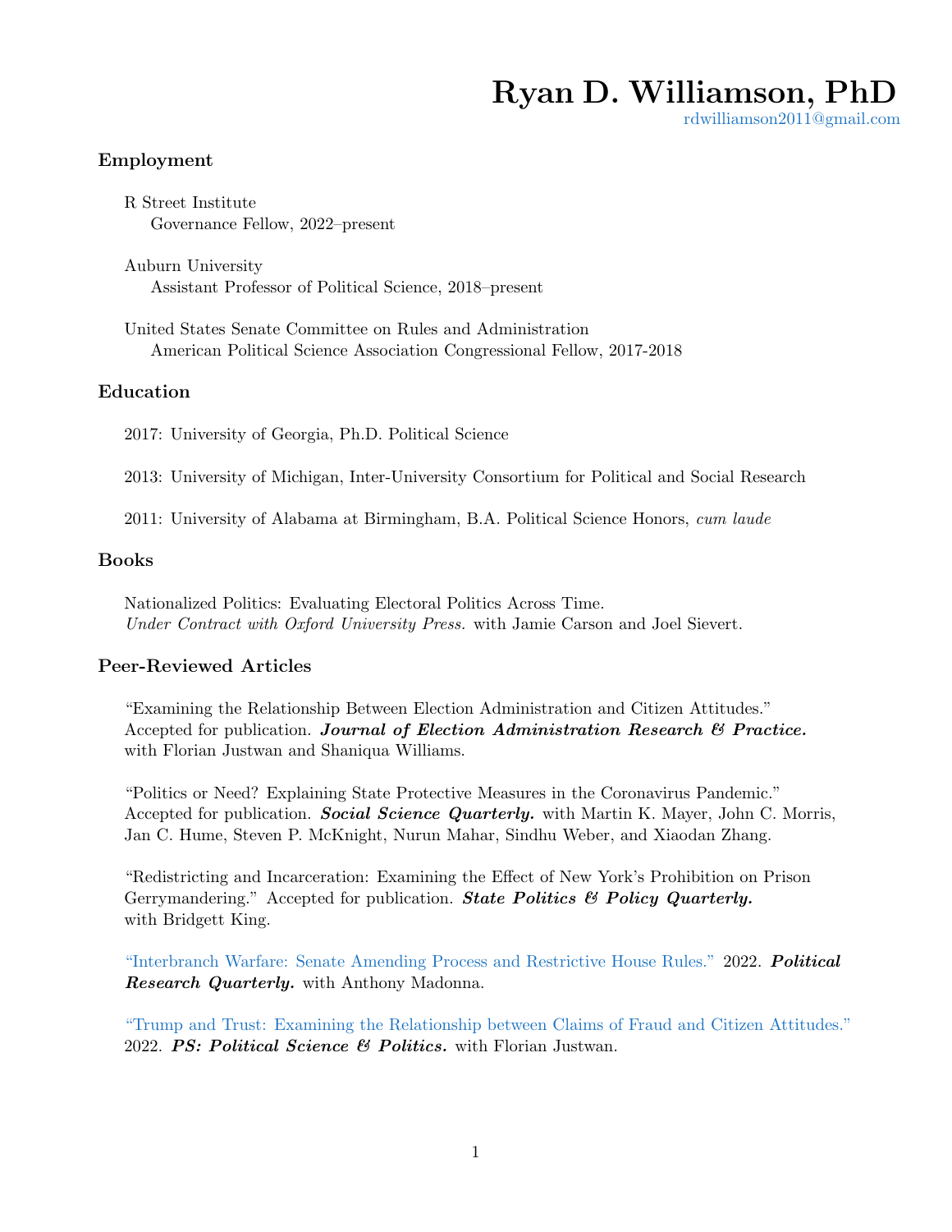# Ryan D. Williamson, PhD

rdwilliamson2011@gmail.com

## Employment

R Street Institute
Governance Fellow, 2022–present

Auburn University
Assistant Professor of Political Science, 2018–present

United States Senate Committee on Rules and Administration
American Political Science Association Congressional Fellow, 2017-2018

## Education

2017: University of Georgia, Ph.D. Political Science

2013: University of Michigan, Inter-University Consortium for Political and Social Research

2011: University of Alabama at Birmingham, B.A. Political Science Honors, *cum laude*

## Books

Nationalized Politics: Evaluating Electoral Politics Across Time.
*Under Contract with Oxford University Press.* with Jamie Carson and Joel Sievert.

## Peer-Reviewed Articles

"Examining the Relationship Between Election Administration and Citizen Attitudes." Accepted for publication. ***Journal of Election Administration Research & Practice.*** with Florian Justwan and Shaniqua Williams.

"Politics or Need? Explaining State Protective Measures in the Coronavirus Pandemic." Accepted for publication. ***Social Science Quarterly.*** with Martin K. Mayer, John C. Morris, Jan C. Hume, Steven P. McKnight, Nurun Mahar, Sindhu Weber, and Xiaodan Zhang.

"Redistricting and Incarceration: Examining the Effect of New York's Prohibition on Prison Gerrymandering." Accepted for publication. ***State Politics & Policy Quarterly.*** with Bridgett King.

"Interbranch Warfare: Senate Amending Process and Restrictive House Rules." 2022. ***Political Research Quarterly.*** with Anthony Madonna.

"Trump and Trust: Examining the Relationship between Claims of Fraud and Citizen Attitudes." 2022. ***PS: Political Science & Politics.*** with Florian Justwan.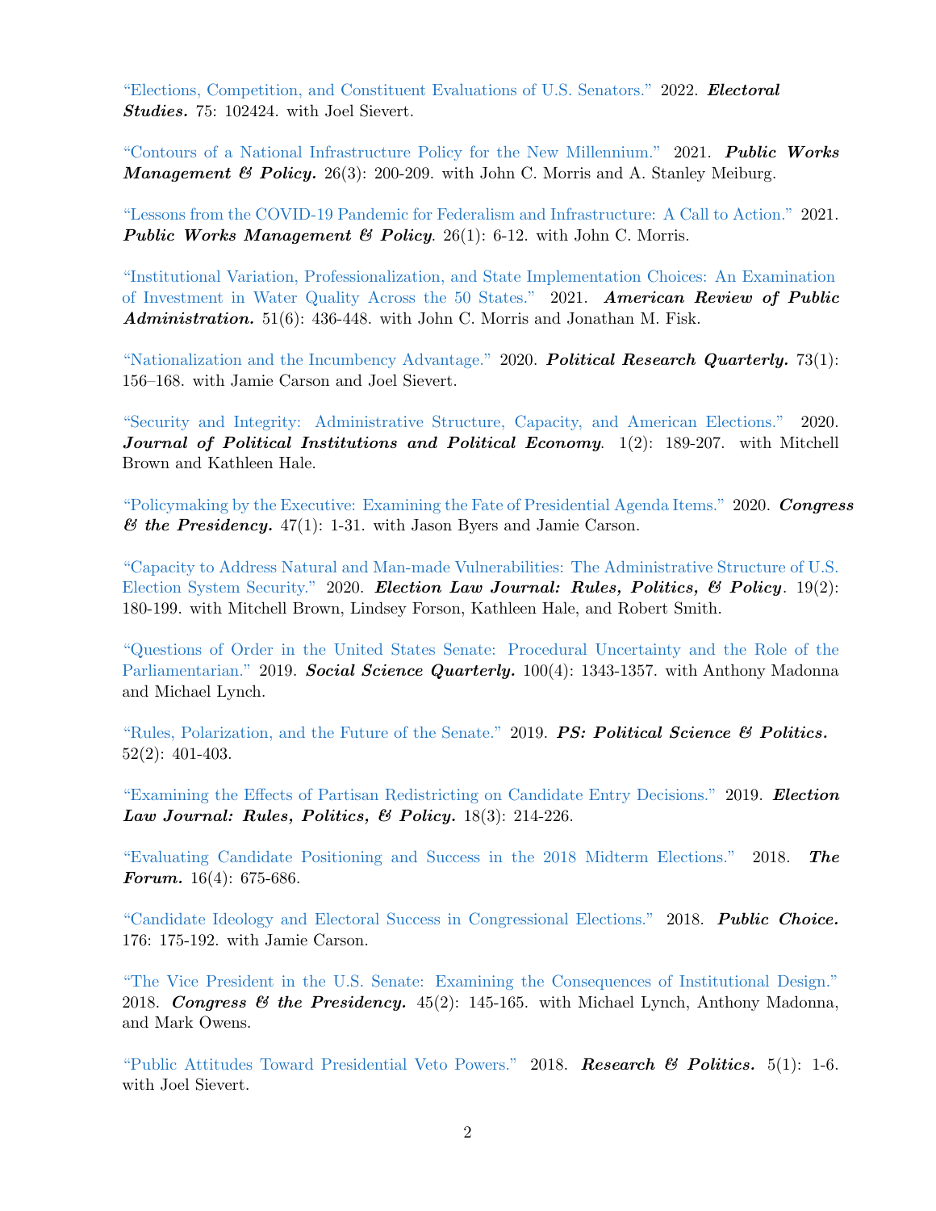"Elections, Competition, and Constituent Evaluations of U.S. Senators." 2022. ***Electoral Studies.*** 75: 102424. with Joel Sievert.

"Contours of a National Infrastructure Policy for the New Millennium." 2021. ***Public Works Management & Policy.*** 26(3): 200-209. with John C. Morris and A. Stanley Meiburg.

"Lessons from the COVID-19 Pandemic for Federalism and Infrastructure: A Call to Action." 2021. ***Public Works Management & Policy***. 26(1): 6-12. with John C. Morris.

"Institutional Variation, Professionalization, and State Implementation Choices: An Examination of Investment in Water Quality Across the 50 States." 2021. ***American Review of Public Administration.*** 51(6): 436-448. with John C. Morris and Jonathan M. Fisk.

"Nationalization and the Incumbency Advantage." 2020. ***Political Research Quarterly.*** 73(1): 156–168. with Jamie Carson and Joel Sievert.

"Security and Integrity: Administrative Structure, Capacity, and American Elections." 2020. ***Journal of Political Institutions and Political Economy***. 1(2): 189-207. with Mitchell Brown and Kathleen Hale.

"Policymaking by the Executive: Examining the Fate of Presidential Agenda Items." 2020. ***Congress & the Presidency.*** 47(1): 1-31. with Jason Byers and Jamie Carson.

"Capacity to Address Natural and Man-made Vulnerabilities: The Administrative Structure of U.S. Election System Security." 2020. ***Election Law Journal: Rules, Politics, & Policy***. 19(2): 180-199. with Mitchell Brown, Lindsey Forson, Kathleen Hale, and Robert Smith.

"Questions of Order in the United States Senate: Procedural Uncertainty and the Role of the Parliamentarian." 2019. ***Social Science Quarterly.*** 100(4): 1343-1357. with Anthony Madonna and Michael Lynch.

"Rules, Polarization, and the Future of the Senate." 2019. ***PS: Political Science & Politics.*** 52(2): 401-403.

"Examining the Effects of Partisan Redistricting on Candidate Entry Decisions." 2019. ***Election Law Journal: Rules, Politics, & Policy.*** 18(3): 214-226.

"Evaluating Candidate Positioning and Success in the 2018 Midterm Elections." 2018. ***The Forum.*** 16(4): 675-686.

"Candidate Ideology and Electoral Success in Congressional Elections." 2018. ***Public Choice.*** 176: 175-192. with Jamie Carson.

"The Vice President in the U.S. Senate: Examining the Consequences of Institutional Design." 2018. ***Congress & the Presidency.*** 45(2): 145-165. with Michael Lynch, Anthony Madonna, and Mark Owens.

"Public Attitudes Toward Presidential Veto Powers." 2018. ***Research & Politics.*** 5(1): 1-6. with Joel Sievert.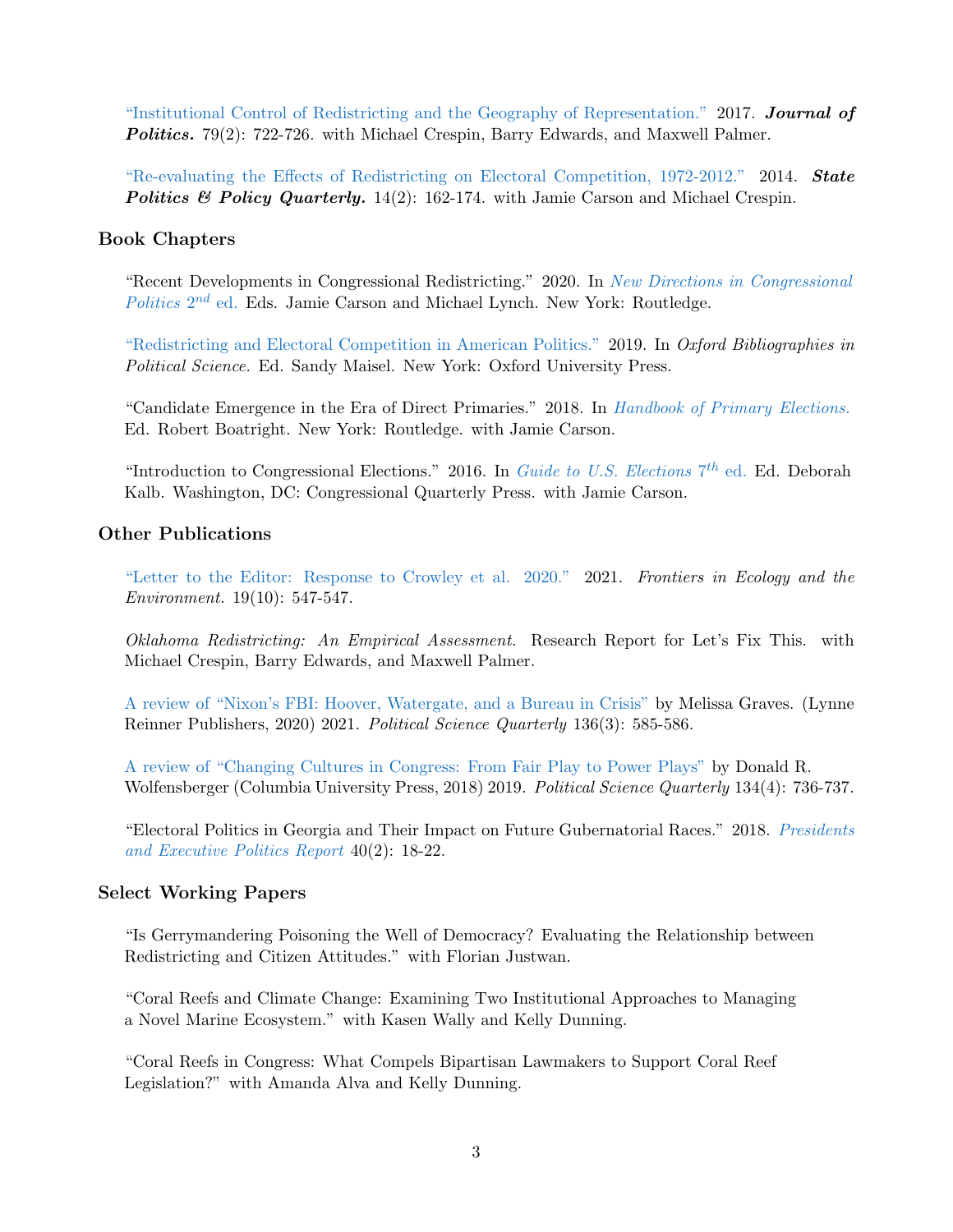"Institutional Control of Redistricting and the Geography of Representation." 2017. ***Journal of Politics.*** 79(2): 722-726. with Michael Crespin, Barry Edwards, and Maxwell Palmer.

"Re-evaluating the Effects of Redistricting on Electoral Competition, 1972-2012." 2014. ***State Politics & Policy Quarterly.*** 14(2): 162-174. with Jamie Carson and Michael Crespin.

## Book Chapters

"Recent Developments in Congressional Redistricting." 2020. In *New Directions in Congressional Politics* 2nd ed. Eds. Jamie Carson and Michael Lynch. New York: Routledge.

"Redistricting and Electoral Competition in American Politics." 2019. In *Oxford Bibliographies in Political Science.* Ed. Sandy Maisel. New York: Oxford University Press.

"Candidate Emergence in the Era of Direct Primaries." 2018. In *Handbook of Primary Elections.* Ed. Robert Boatright. New York: Routledge. with Jamie Carson.

"Introduction to Congressional Elections." 2016. In *Guide to U.S. Elections* 7th ed. Ed. Deborah Kalb. Washington, DC: Congressional Quarterly Press. with Jamie Carson.

## Other Publications

"Letter to the Editor: Response to Crowley et al. 2020." 2021. *Frontiers in Ecology and the Environment.* 19(10): 547-547.

*Oklahoma Redistricting: An Empirical Assessment.* Research Report for Let's Fix This. with Michael Crespin, Barry Edwards, and Maxwell Palmer.

A review of "Nixon's FBI: Hoover, Watergate, and a Bureau in Crisis" by Melissa Graves. (Lynne Reinner Publishers, 2020) 2021. *Political Science Quarterly* 136(3): 585-586.

A review of "Changing Cultures in Congress: From Fair Play to Power Plays" by Donald R. Wolfensberger (Columbia University Press, 2018) 2019. *Political Science Quarterly* 134(4): 736-737.

"Electoral Politics in Georgia and Their Impact on Future Gubernatorial Races." 2018. *Presidents and Executive Politics Report* 40(2): 18-22.

## Select Working Papers

"Is Gerrymandering Poisoning the Well of Democracy? Evaluating the Relationship between Redistricting and Citizen Attitudes." with Florian Justwan.

"Coral Reefs and Climate Change: Examining Two Institutional Approaches to Managing a Novel Marine Ecosystem." with Kasen Wally and Kelly Dunning.

"Coral Reefs in Congress: What Compels Bipartisan Lawmakers to Support Coral Reef Legislation?" with Amanda Alva and Kelly Dunning.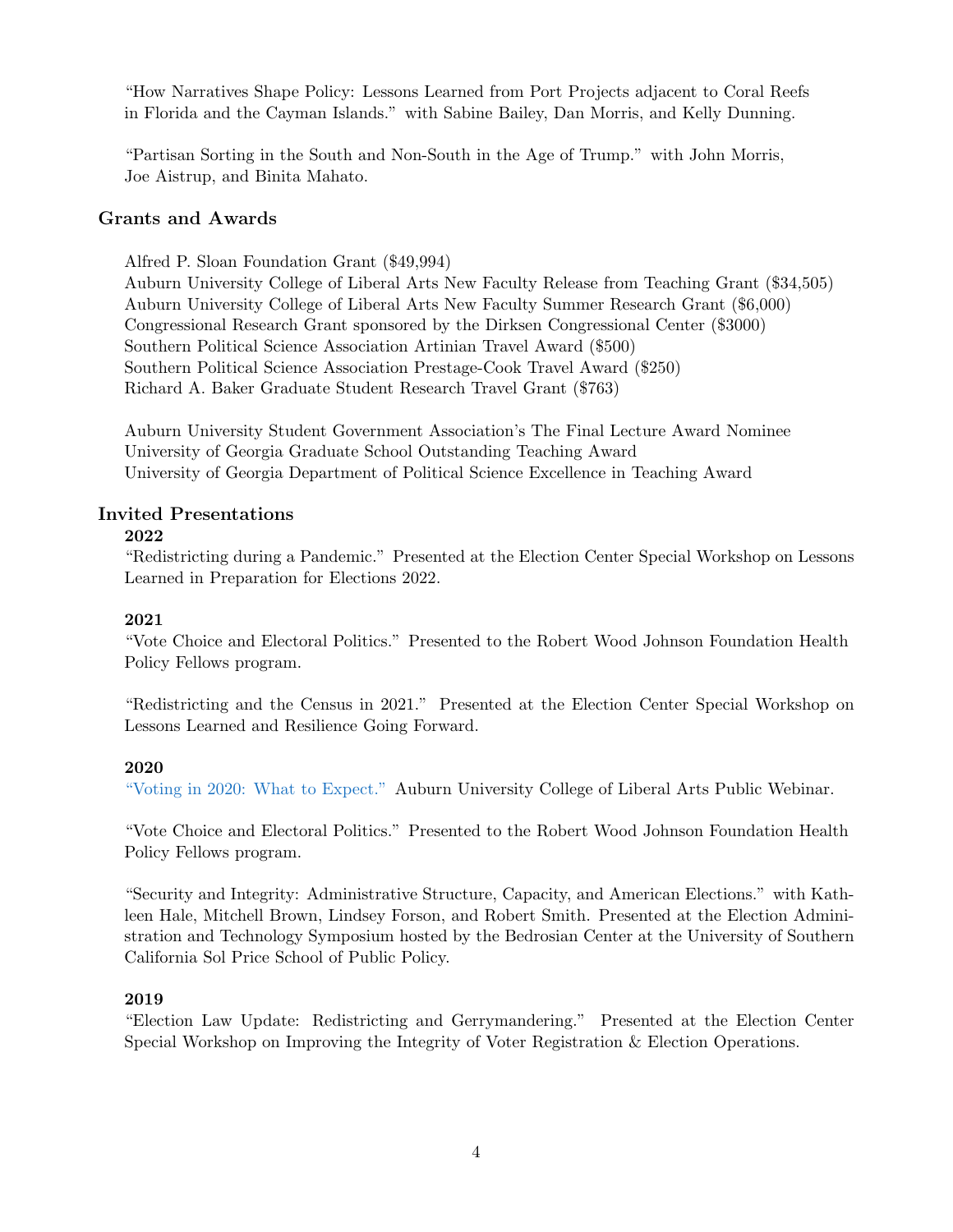"How Narratives Shape Policy: Lessons Learned from Port Projects adjacent to Coral Reefs in Florida and the Cayman Islands." with Sabine Bailey, Dan Morris, and Kelly Dunning.

"Partisan Sorting in the South and Non-South in the Age of Trump." with John Morris, Joe Aistrup, and Binita Mahato.

## Grants and Awards

Alfred P. Sloan Foundation Grant ($49,994)
Auburn University College of Liberal Arts New Faculty Release from Teaching Grant ($34,505)
Auburn University College of Liberal Arts New Faculty Summer Research Grant ($6,000)
Congressional Research Grant sponsored by the Dirksen Congressional Center ($3000)
Southern Political Science Association Artinian Travel Award ($500)
Southern Political Science Association Prestage-Cook Travel Award ($250)
Richard A. Baker Graduate Student Research Travel Grant ($763)

Auburn University Student Government Association's The Final Lecture Award Nominee
University of Georgia Graduate School Outstanding Teaching Award
University of Georgia Department of Political Science Excellence in Teaching Award

## Invited Presentations

### 2022

"Redistricting during a Pandemic." Presented at the Election Center Special Workshop on Lessons Learned in Preparation for Elections 2022.

### 2021

"Vote Choice and Electoral Politics." Presented to the Robert Wood Johnson Foundation Health Policy Fellows program.

"Redistricting and the Census in 2021." Presented at the Election Center Special Workshop on Lessons Learned and Resilience Going Forward.

### 2020

"Voting in 2020: What to Expect." Auburn University College of Liberal Arts Public Webinar.

"Vote Choice and Electoral Politics." Presented to the Robert Wood Johnson Foundation Health Policy Fellows program.

"Security and Integrity: Administrative Structure, Capacity, and American Elections." with Kathleen Hale, Mitchell Brown, Lindsey Forson, and Robert Smith. Presented at the Election Administration and Technology Symposium hosted by the Bedrosian Center at the University of Southern California Sol Price School of Public Policy.

### 2019

"Election Law Update: Redistricting and Gerrymandering." Presented at the Election Center Special Workshop on Improving the Integrity of Voter Registration & Election Operations.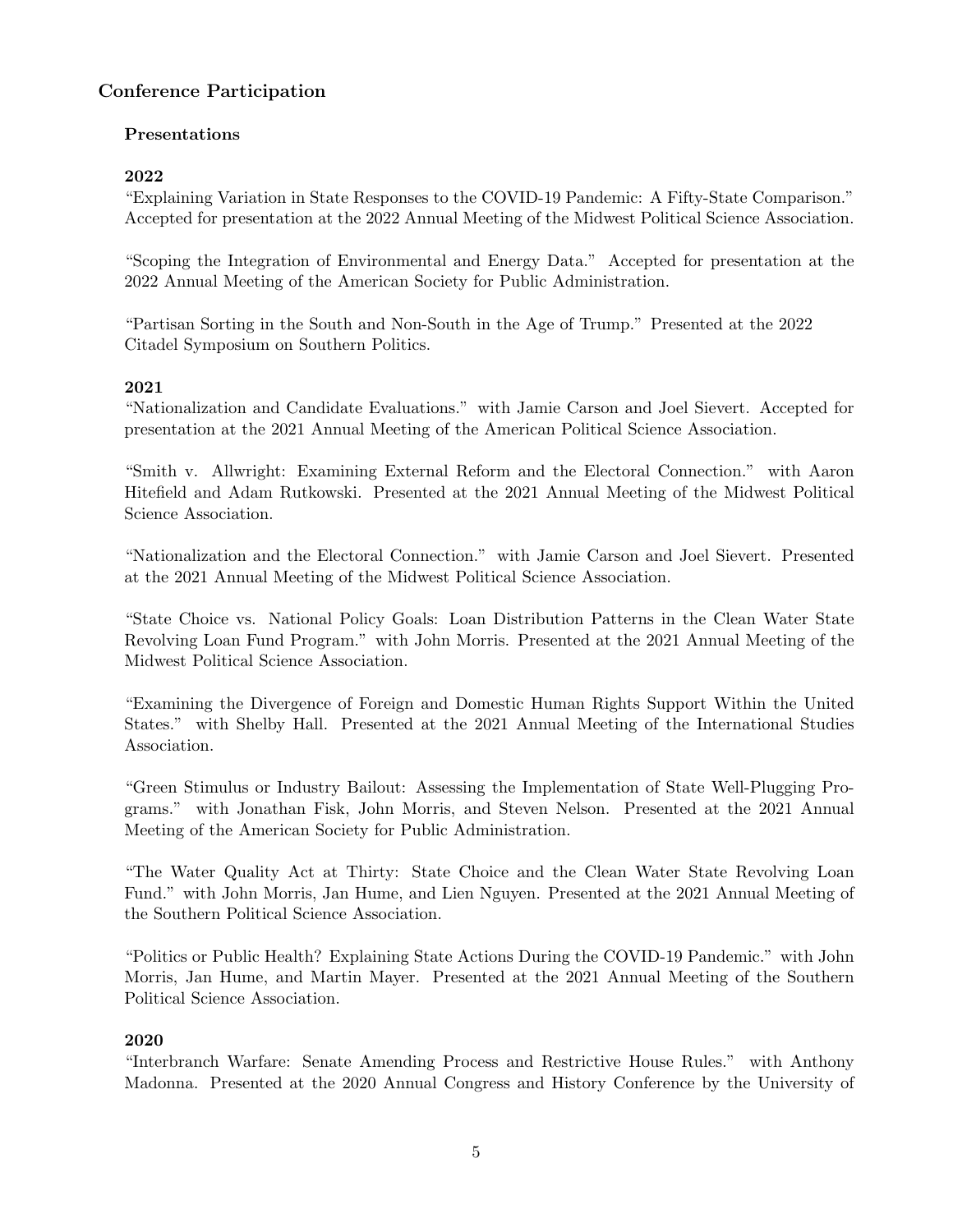## Conference Participation

### Presentations

#### 2022

"Explaining Variation in State Responses to the COVID-19 Pandemic: A Fifty-State Comparison." Accepted for presentation at the 2022 Annual Meeting of the Midwest Political Science Association.

"Scoping the Integration of Environmental and Energy Data." Accepted for presentation at the 2022 Annual Meeting of the American Society for Public Administration.

"Partisan Sorting in the South and Non-South in the Age of Trump." Presented at the 2022 Citadel Symposium on Southern Politics.

#### 2021

"Nationalization and Candidate Evaluations." with Jamie Carson and Joel Sievert. Accepted for presentation at the 2021 Annual Meeting of the American Political Science Association.

"Smith v. Allwright: Examining External Reform and the Electoral Connection." with Aaron Hitefield and Adam Rutkowski. Presented at the 2021 Annual Meeting of the Midwest Political Science Association.

"Nationalization and the Electoral Connection." with Jamie Carson and Joel Sievert. Presented at the 2021 Annual Meeting of the Midwest Political Science Association.

"State Choice vs. National Policy Goals: Loan Distribution Patterns in the Clean Water State Revolving Loan Fund Program." with John Morris. Presented at the 2021 Annual Meeting of the Midwest Political Science Association.

"Examining the Divergence of Foreign and Domestic Human Rights Support Within the United States." with Shelby Hall. Presented at the 2021 Annual Meeting of the International Studies Association.

"Green Stimulus or Industry Bailout: Assessing the Implementation of State Well-Plugging Programs." with Jonathan Fisk, John Morris, and Steven Nelson. Presented at the 2021 Annual Meeting of the American Society for Public Administration.

"The Water Quality Act at Thirty: State Choice and the Clean Water State Revolving Loan Fund." with John Morris, Jan Hume, and Lien Nguyen. Presented at the 2021 Annual Meeting of the Southern Political Science Association.

"Politics or Public Health? Explaining State Actions During the COVID-19 Pandemic." with John Morris, Jan Hume, and Martin Mayer. Presented at the 2021 Annual Meeting of the Southern Political Science Association.

#### 2020

"Interbranch Warfare: Senate Amending Process and Restrictive House Rules." with Anthony Madonna. Presented at the 2020 Annual Congress and History Conference by the University of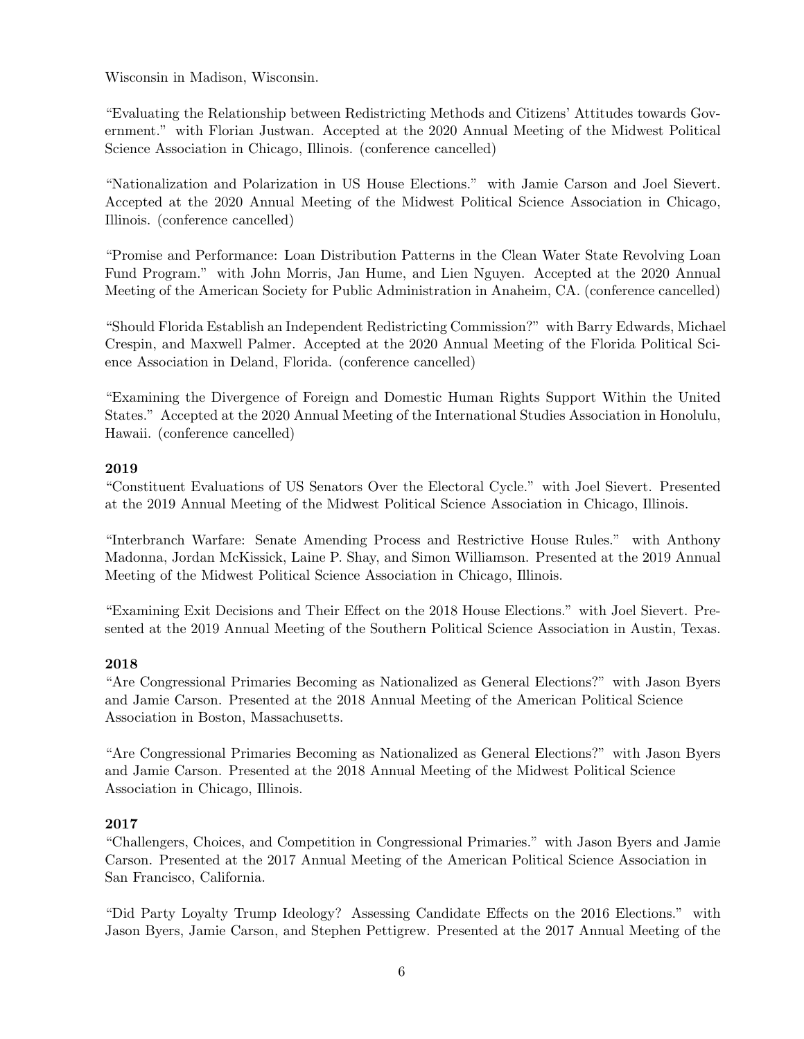Wisconsin in Madison, Wisconsin.

"Evaluating the Relationship between Redistricting Methods and Citizens' Attitudes towards Government." with Florian Justwan. Accepted at the 2020 Annual Meeting of the Midwest Political Science Association in Chicago, Illinois. (conference cancelled)

"Nationalization and Polarization in US House Elections." with Jamie Carson and Joel Sievert. Accepted at the 2020 Annual Meeting of the Midwest Political Science Association in Chicago, Illinois. (conference cancelled)

"Promise and Performance: Loan Distribution Patterns in the Clean Water State Revolving Loan Fund Program." with John Morris, Jan Hume, and Lien Nguyen. Accepted at the 2020 Annual Meeting of the American Society for Public Administration in Anaheim, CA. (conference cancelled)

"Should Florida Establish an Independent Redistricting Commission?" with Barry Edwards, Michael Crespin, and Maxwell Palmer. Accepted at the 2020 Annual Meeting of the Florida Political Science Association in Deland, Florida. (conference cancelled)

"Examining the Divergence of Foreign and Domestic Human Rights Support Within the United States." Accepted at the 2020 Annual Meeting of the International Studies Association in Honolulu, Hawaii. (conference cancelled)

**2019**

"Constituent Evaluations of US Senators Over the Electoral Cycle." with Joel Sievert. Presented at the 2019 Annual Meeting of the Midwest Political Science Association in Chicago, Illinois.

"Interbranch Warfare: Senate Amending Process and Restrictive House Rules." with Anthony Madonna, Jordan McKissick, Laine P. Shay, and Simon Williamson. Presented at the 2019 Annual Meeting of the Midwest Political Science Association in Chicago, Illinois.

"Examining Exit Decisions and Their Effect on the 2018 House Elections." with Joel Sievert. Presented at the 2019 Annual Meeting of the Southern Political Science Association in Austin, Texas.

**2018**

"Are Congressional Primaries Becoming as Nationalized as General Elections?" with Jason Byers and Jamie Carson. Presented at the 2018 Annual Meeting of the American Political Science Association in Boston, Massachusetts.

"Are Congressional Primaries Becoming as Nationalized as General Elections?" with Jason Byers and Jamie Carson. Presented at the 2018 Annual Meeting of the Midwest Political Science Association in Chicago, Illinois.

**2017**

"Challengers, Choices, and Competition in Congressional Primaries." with Jason Byers and Jamie Carson. Presented at the 2017 Annual Meeting of the American Political Science Association in San Francisco, California.

"Did Party Loyalty Trump Ideology? Assessing Candidate Effects on the 2016 Elections." with Jason Byers, Jamie Carson, and Stephen Pettigrew. Presented at the 2017 Annual Meeting of the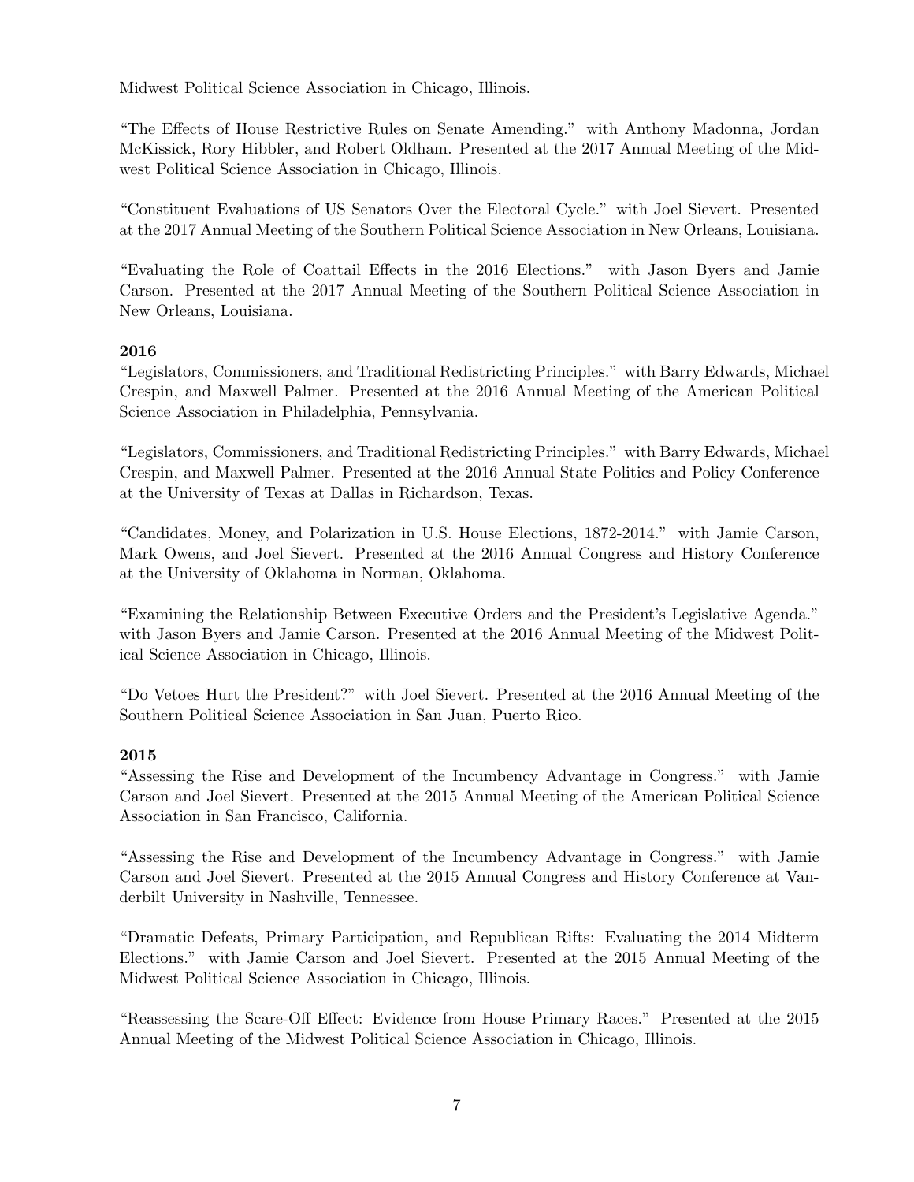Midwest Political Science Association in Chicago, Illinois.

"The Effects of House Restrictive Rules on Senate Amending." with Anthony Madonna, Jordan McKissick, Rory Hibbler, and Robert Oldham. Presented at the 2017 Annual Meeting of the Midwest Political Science Association in Chicago, Illinois.

"Constituent Evaluations of US Senators Over the Electoral Cycle." with Joel Sievert. Presented at the 2017 Annual Meeting of the Southern Political Science Association in New Orleans, Louisiana.

"Evaluating the Role of Coattail Effects in the 2016 Elections." with Jason Byers and Jamie Carson. Presented at the 2017 Annual Meeting of the Southern Political Science Association in New Orleans, Louisiana.

**2016**

"Legislators, Commissioners, and Traditional Redistricting Principles." with Barry Edwards, Michael Crespin, and Maxwell Palmer. Presented at the 2016 Annual Meeting of the American Political Science Association in Philadelphia, Pennsylvania.

"Legislators, Commissioners, and Traditional Redistricting Principles." with Barry Edwards, Michael Crespin, and Maxwell Palmer. Presented at the 2016 Annual State Politics and Policy Conference at the University of Texas at Dallas in Richardson, Texas.

"Candidates, Money, and Polarization in U.S. House Elections, 1872-2014." with Jamie Carson, Mark Owens, and Joel Sievert. Presented at the 2016 Annual Congress and History Conference at the University of Oklahoma in Norman, Oklahoma.

"Examining the Relationship Between Executive Orders and the President's Legislative Agenda." with Jason Byers and Jamie Carson. Presented at the 2016 Annual Meeting of the Midwest Political Science Association in Chicago, Illinois.

"Do Vetoes Hurt the President?" with Joel Sievert. Presented at the 2016 Annual Meeting of the Southern Political Science Association in San Juan, Puerto Rico.

**2015**

"Assessing the Rise and Development of the Incumbency Advantage in Congress." with Jamie Carson and Joel Sievert. Presented at the 2015 Annual Meeting of the American Political Science Association in San Francisco, California.

"Assessing the Rise and Development of the Incumbency Advantage in Congress." with Jamie Carson and Joel Sievert. Presented at the 2015 Annual Congress and History Conference at Vanderbilt University in Nashville, Tennessee.

"Dramatic Defeats, Primary Participation, and Republican Rifts: Evaluating the 2014 Midterm Elections." with Jamie Carson and Joel Sievert. Presented at the 2015 Annual Meeting of the Midwest Political Science Association in Chicago, Illinois.

"Reassessing the Scare-Off Effect: Evidence from House Primary Races." Presented at the 2015 Annual Meeting of the Midwest Political Science Association in Chicago, Illinois.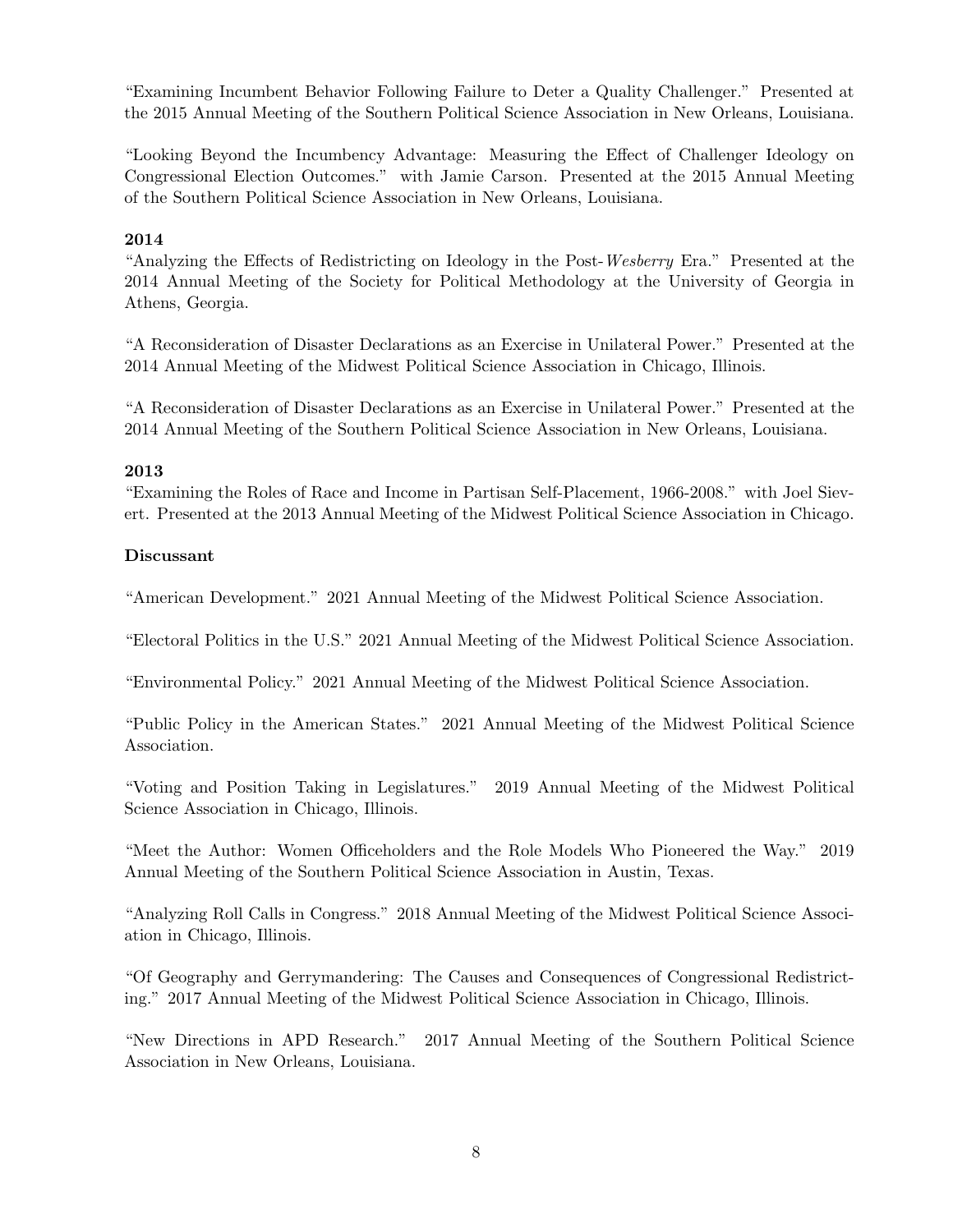"Examining Incumbent Behavior Following Failure to Deter a Quality Challenger." Presented at the 2015 Annual Meeting of the Southern Political Science Association in New Orleans, Louisiana.

"Looking Beyond the Incumbency Advantage: Measuring the Effect of Challenger Ideology on Congressional Election Outcomes." with Jamie Carson. Presented at the 2015 Annual Meeting of the Southern Political Science Association in New Orleans, Louisiana.

**2014**

"Analyzing the Effects of Redistricting on Ideology in the Post-*Wesberry* Era." Presented at the 2014 Annual Meeting of the Society for Political Methodology at the University of Georgia in Athens, Georgia.

"A Reconsideration of Disaster Declarations as an Exercise in Unilateral Power." Presented at the 2014 Annual Meeting of the Midwest Political Science Association in Chicago, Illinois.

"A Reconsideration of Disaster Declarations as an Exercise in Unilateral Power." Presented at the 2014 Annual Meeting of the Southern Political Science Association in New Orleans, Louisiana.

**2013**

"Examining the Roles of Race and Income in Partisan Self-Placement, 1966-2008." with Joel Sievert. Presented at the 2013 Annual Meeting of the Midwest Political Science Association in Chicago.

**Discussant**

"American Development." 2021 Annual Meeting of the Midwest Political Science Association.

"Electoral Politics in the U.S." 2021 Annual Meeting of the Midwest Political Science Association.

"Environmental Policy." 2021 Annual Meeting of the Midwest Political Science Association.

"Public Policy in the American States." 2021 Annual Meeting of the Midwest Political Science Association.

"Voting and Position Taking in Legislatures." 2019 Annual Meeting of the Midwest Political Science Association in Chicago, Illinois.

"Meet the Author: Women Officeholders and the Role Models Who Pioneered the Way." 2019 Annual Meeting of the Southern Political Science Association in Austin, Texas.

"Analyzing Roll Calls in Congress." 2018 Annual Meeting of the Midwest Political Science Association in Chicago, Illinois.

"Of Geography and Gerrymandering: The Causes and Consequences of Congressional Redistricting." 2017 Annual Meeting of the Midwest Political Science Association in Chicago, Illinois.

"New Directions in APD Research." 2017 Annual Meeting of the Southern Political Science Association in New Orleans, Louisiana.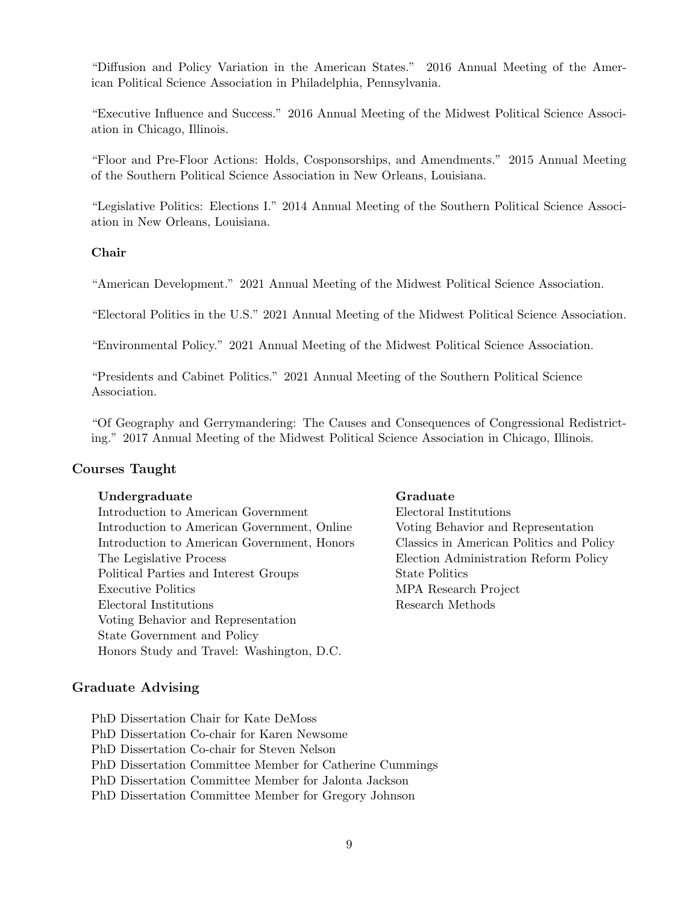"Diffusion and Policy Variation in the American States." 2016 Annual Meeting of the American Political Science Association in Philadelphia, Pennsylvania.

"Executive Influence and Success." 2016 Annual Meeting of the Midwest Political Science Association in Chicago, Illinois.

"Floor and Pre-Floor Actions: Holds, Cosponsorships, and Amendments." 2015 Annual Meeting of the Southern Political Science Association in New Orleans, Louisiana.

"Legislative Politics: Elections I." 2014 Annual Meeting of the Southern Political Science Association in New Orleans, Louisiana.

**Chair**

"American Development." 2021 Annual Meeting of the Midwest Political Science Association.

"Electoral Politics in the U.S." 2021 Annual Meeting of the Midwest Political Science Association.

"Environmental Policy." 2021 Annual Meeting of the Midwest Political Science Association.

"Presidents and Cabinet Politics." 2021 Annual Meeting of the Southern Political Science Association.

"Of Geography and Gerrymandering: The Causes and Consequences of Congressional Redistricting." 2017 Annual Meeting of the Midwest Political Science Association in Chicago, Illinois.

## Courses Taught

**Undergraduate**

Introduction to American Government
Introduction to American Government, Online
Introduction to American Government, Honors
The Legislative Process
Political Parties and Interest Groups
Executive Politics
Electoral Institutions
Voting Behavior and Representation
State Government and Policy
Honors Study and Travel: Washington, D.C.

**Graduate**

Electoral Institutions
Voting Behavior and Representation
Classics in American Politics and Policy
Election Administration Reform Policy
State Politics
MPA Research Project
Research Methods

## Graduate Advising

PhD Dissertation Chair for Kate DeMoss
PhD Dissertation Co-chair for Karen Newsome
PhD Dissertation Co-chair for Steven Nelson
PhD Dissertation Committee Member for Catherine Cummings
PhD Dissertation Committee Member for Jalonta Jackson
PhD Dissertation Committee Member for Gregory Johnson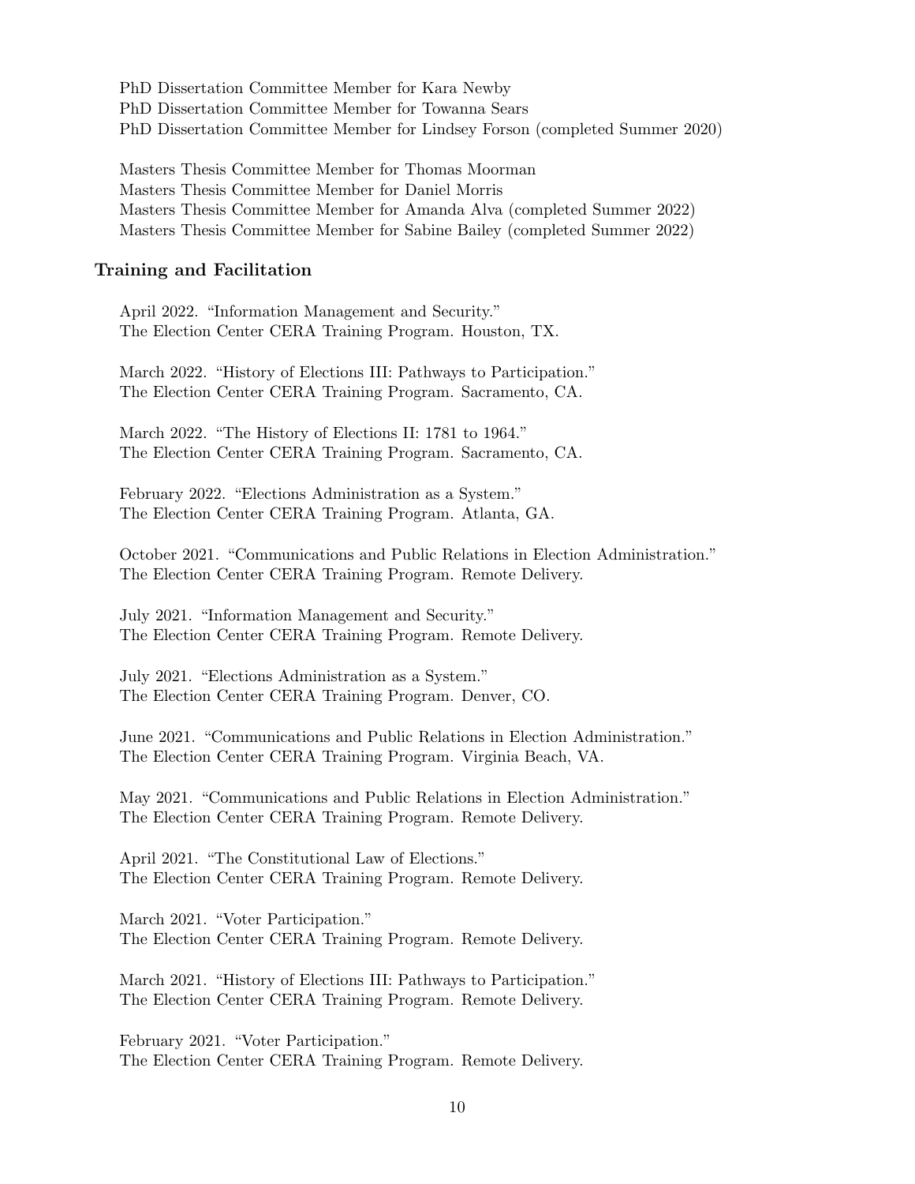PhD Dissertation Committee Member for Kara Newby
PhD Dissertation Committee Member for Towanna Sears
PhD Dissertation Committee Member for Lindsey Forson (completed Summer 2020)

Masters Thesis Committee Member for Thomas Moorman
Masters Thesis Committee Member for Daniel Morris
Masters Thesis Committee Member for Amanda Alva (completed Summer 2022)
Masters Thesis Committee Member for Sabine Bailey (completed Summer 2022)

### Training and Facilitation

April 2022. "Information Management and Security."
The Election Center CERA Training Program. Houston, TX.

March 2022. "History of Elections III: Pathways to Participation."
The Election Center CERA Training Program. Sacramento, CA.

March 2022. "The History of Elections II: 1781 to 1964."
The Election Center CERA Training Program. Sacramento, CA.

February 2022. "Elections Administration as a System."
The Election Center CERA Training Program. Atlanta, GA.

October 2021. "Communications and Public Relations in Election Administration."
The Election Center CERA Training Program. Remote Delivery.

July 2021. "Information Management and Security."
The Election Center CERA Training Program. Remote Delivery.

July 2021. "Elections Administration as a System."
The Election Center CERA Training Program. Denver, CO.

June 2021. "Communications and Public Relations in Election Administration."
The Election Center CERA Training Program. Virginia Beach, VA.

May 2021. "Communications and Public Relations in Election Administration."
The Election Center CERA Training Program. Remote Delivery.

April 2021. "The Constitutional Law of Elections."
The Election Center CERA Training Program. Remote Delivery.

March 2021. "Voter Participation."
The Election Center CERA Training Program. Remote Delivery.

March 2021. "History of Elections III: Pathways to Participation."
The Election Center CERA Training Program. Remote Delivery.

February 2021. "Voter Participation."
The Election Center CERA Training Program. Remote Delivery.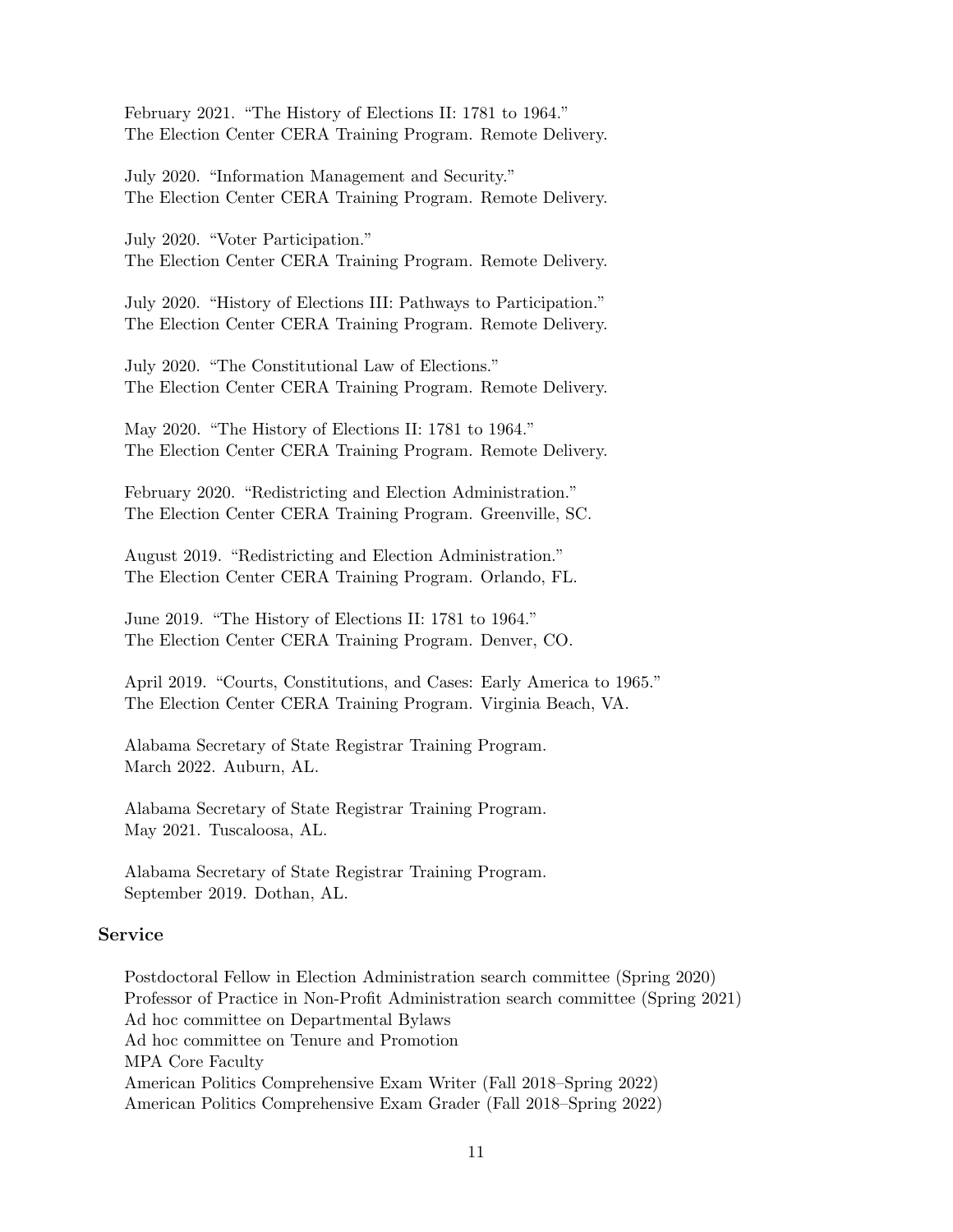February 2021. “The History of Elections II: 1781 to 1964.”
The Election Center CERA Training Program. Remote Delivery.

July 2020. “Information Management and Security.”
The Election Center CERA Training Program. Remote Delivery.

July 2020. “Voter Participation.”
The Election Center CERA Training Program. Remote Delivery.

July 2020. “History of Elections III: Pathways to Participation.”
The Election Center CERA Training Program. Remote Delivery.

July 2020. “The Constitutional Law of Elections.”
The Election Center CERA Training Program. Remote Delivery.

May 2020. “The History of Elections II: 1781 to 1964.”
The Election Center CERA Training Program. Remote Delivery.

February 2020. “Redistricting and Election Administration.”
The Election Center CERA Training Program. Greenville, SC.

August 2019. “Redistricting and Election Administration.”
The Election Center CERA Training Program. Orlando, FL.

June 2019. “The History of Elections II: 1781 to 1964.”
The Election Center CERA Training Program. Denver, CO.

April 2019. “Courts, Constitutions, and Cases: Early America to 1965.”
The Election Center CERA Training Program. Virginia Beach, VA.

Alabama Secretary of State Registrar Training Program.
March 2022. Auburn, AL.

Alabama Secretary of State Registrar Training Program.
May 2021. Tuscaloosa, AL.

Alabama Secretary of State Registrar Training Program.
September 2019. Dothan, AL.

## Service

Postdoctoral Fellow in Election Administration search committee (Spring 2020)
Professor of Practice in Non-Profit Administration search committee (Spring 2021)
Ad hoc committee on Departmental Bylaws
Ad hoc committee on Tenure and Promotion
MPA Core Faculty
American Politics Comprehensive Exam Writer (Fall 2018–Spring 2022)
American Politics Comprehensive Exam Grader (Fall 2018–Spring 2022)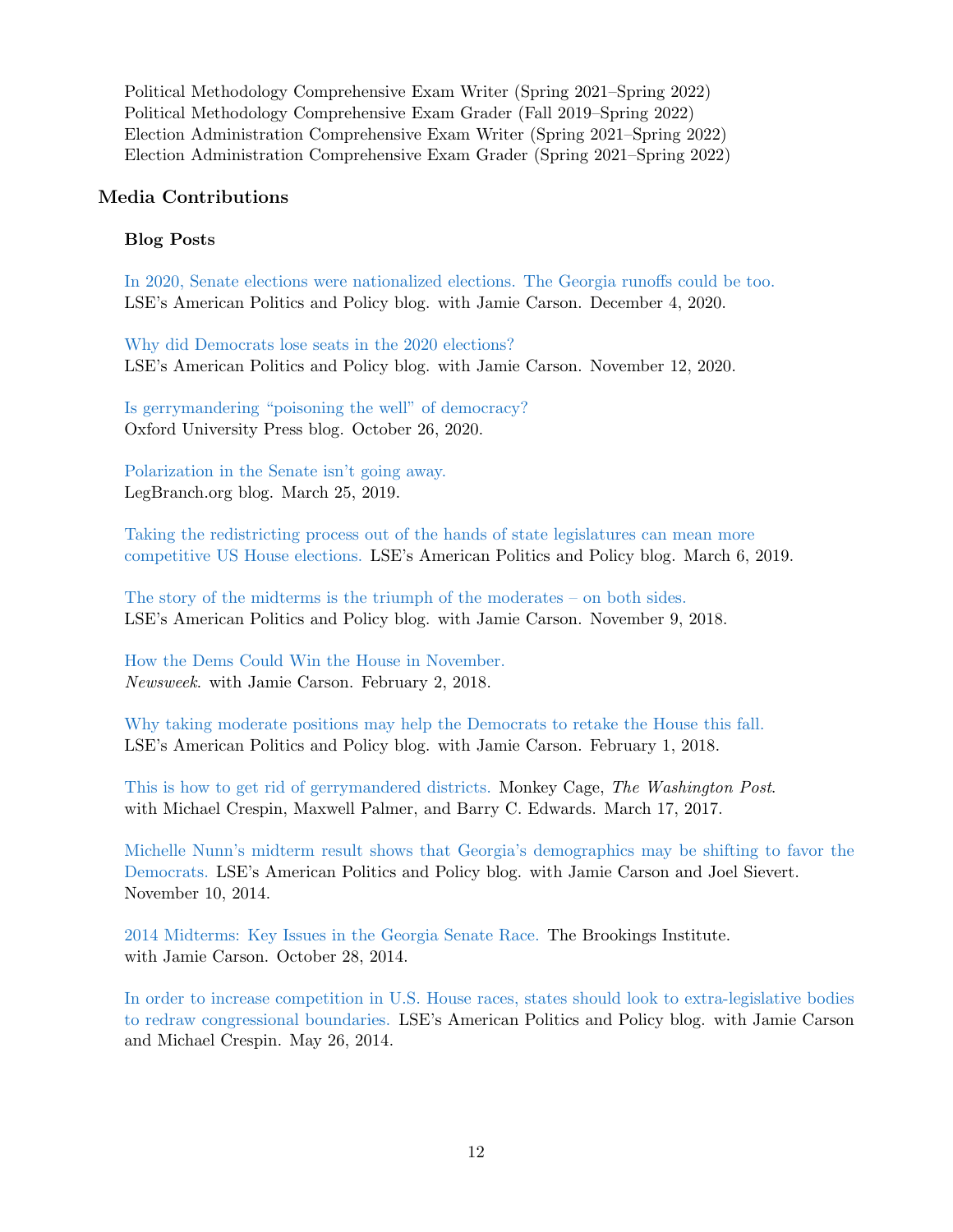Political Methodology Comprehensive Exam Writer (Spring 2021–Spring 2022)
Political Methodology Comprehensive Exam Grader (Fall 2019–Spring 2022)
Election Administration Comprehensive Exam Writer (Spring 2021–Spring 2022)
Election Administration Comprehensive Exam Grader (Spring 2021–Spring 2022)

## Media Contributions

### Blog Posts

In 2020, Senate elections were nationalized elections. The Georgia runoffs could be too.
LSE's American Politics and Policy blog. with Jamie Carson. December 4, 2020.

Why did Democrats lose seats in the 2020 elections?
LSE's American Politics and Policy blog. with Jamie Carson. November 12, 2020.

Is gerrymandering "poisoning the well" of democracy?
Oxford University Press blog. October 26, 2020.

Polarization in the Senate isn't going away.
LegBranch.org blog. March 25, 2019.

Taking the redistricting process out of the hands of state legislatures can mean more competitive US House elections. LSE's American Politics and Policy blog. March 6, 2019.

The story of the midterms is the triumph of the moderates – on both sides.
LSE's American Politics and Policy blog. with Jamie Carson. November 9, 2018.

How the Dems Could Win the House in November.
*Newsweek*. with Jamie Carson. February 2, 2018.

Why taking moderate positions may help the Democrats to retake the House this fall.
LSE's American Politics and Policy blog. with Jamie Carson. February 1, 2018.

This is how to get rid of gerrymandered districts. Monkey Cage, *The Washington Post*.
with Michael Crespin, Maxwell Palmer, and Barry C. Edwards. March 17, 2017.

Michelle Nunn's midterm result shows that Georgia's demographics may be shifting to favor the Democrats. LSE's American Politics and Policy blog. with Jamie Carson and Joel Sievert. November 10, 2014.

2014 Midterms: Key Issues in the Georgia Senate Race. The Brookings Institute.
with Jamie Carson. October 28, 2014.

In order to increase competition in U.S. House races, states should look to extra-legislative bodies to redraw congressional boundaries. LSE's American Politics and Policy blog. with Jamie Carson and Michael Crespin. May 26, 2014.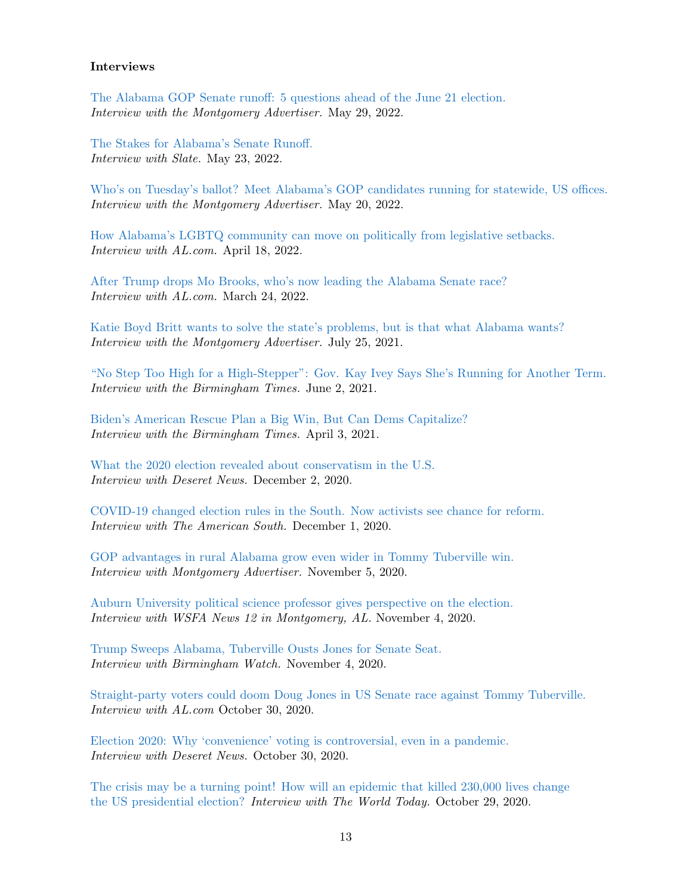**Interviews**

The Alabama GOP Senate runoff: 5 questions ahead of the June 21 election.
*Interview with the Montgomery Advertiser.* May 29, 2022.

The Stakes for Alabama's Senate Runoff.
*Interview with Slate.* May 23, 2022.

Who's on Tuesday's ballot? Meet Alabama's GOP candidates running for statewide, US offices.
*Interview with the Montgomery Advertiser.* May 20, 2022.

How Alabama's LGBTQ community can move on politically from legislative setbacks.
*Interview with AL.com.* April 18, 2022.

After Trump drops Mo Brooks, who's now leading the Alabama Senate race?
*Interview with AL.com.* March 24, 2022.

Katie Boyd Britt wants to solve the state's problems, but is that what Alabama wants?
*Interview with the Montgomery Advertiser.* July 25, 2021.

"No Step Too High for a High-Stepper": Gov. Kay Ivey Says She's Running for Another Term.
*Interview with the Birmingham Times.* June 2, 2021.

Biden's American Rescue Plan a Big Win, But Can Dems Capitalize?
*Interview with the Birmingham Times.* April 3, 2021.

What the 2020 election revealed about conservatism in the U.S.
*Interview with Deseret News.* December 2, 2020.

COVID-19 changed election rules in the South. Now activists see chance for reform.
*Interview with The American South.* December 1, 2020.

GOP advantages in rural Alabama grow even wider in Tommy Tuberville win.
*Interview with Montgomery Advertiser.* November 5, 2020.

Auburn University political science professor gives perspective on the election.
*Interview with WSFA News 12 in Montgomery, AL.* November 4, 2020.

Trump Sweeps Alabama, Tuberville Ousts Jones for Senate Seat.
*Interview with Birmingham Watch.* November 4, 2020.

Straight-party voters could doom Doug Jones in US Senate race against Tommy Tuberville.
*Interview with AL.com* October 30, 2020.

Election 2020: Why 'convenience' voting is controversial, even in a pandemic.
*Interview with Deseret News.* October 30, 2020.

The crisis may be a turning point! How will an epidemic that killed 230,000 lives change the US presidential election? *Interview with The World Today.* October 29, 2020.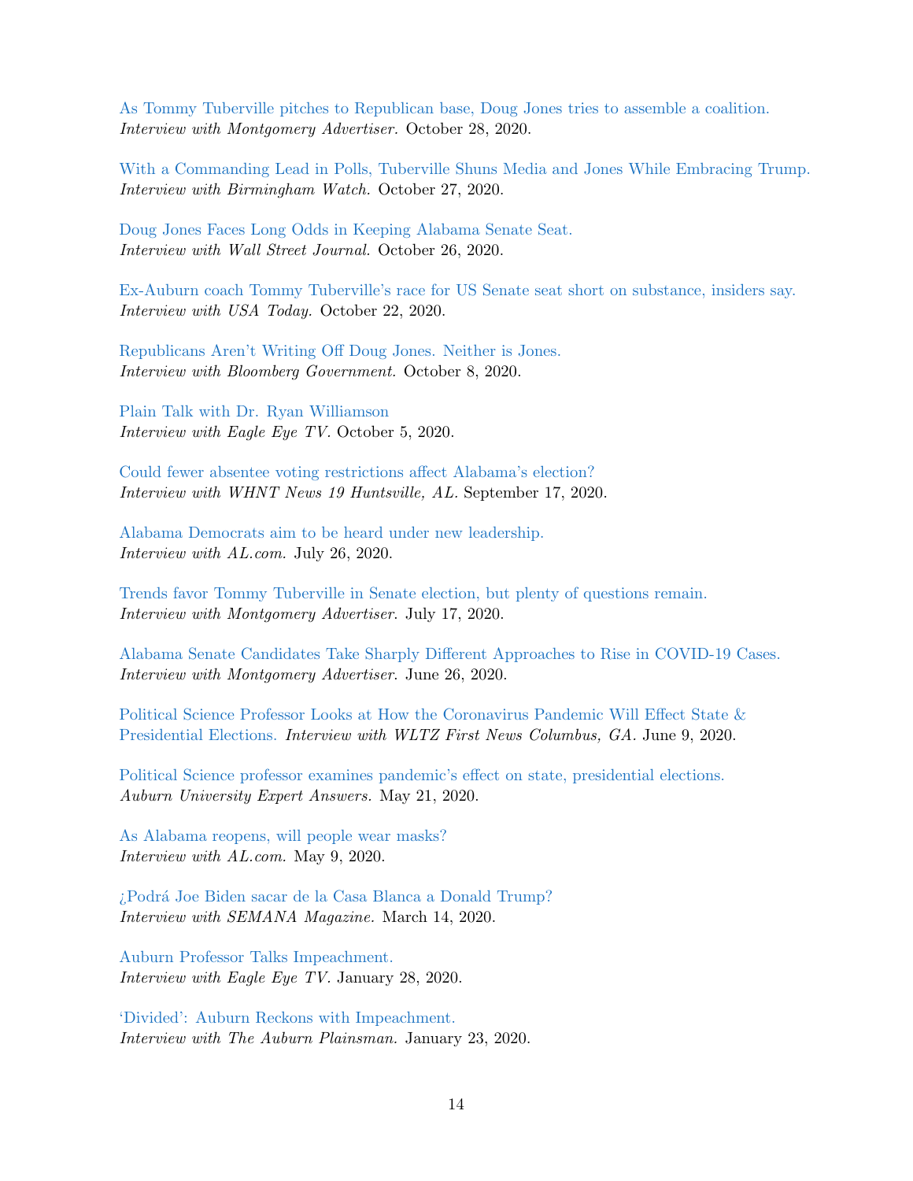As Tommy Tuberville pitches to Republican base, Doug Jones tries to assemble a coalition.
*Interview with Montgomery Advertiser.* October 28, 2020.

With a Commanding Lead in Polls, Tuberville Shuns Media and Jones While Embracing Trump.
*Interview with Birmingham Watch.* October 27, 2020.

Doug Jones Faces Long Odds in Keeping Alabama Senate Seat.
*Interview with Wall Street Journal.* October 26, 2020.

Ex-Auburn coach Tommy Tuberville's race for US Senate seat short on substance, insiders say.
*Interview with USA Today.* October 22, 2020.

Republicans Aren't Writing Off Doug Jones. Neither is Jones.
*Interview with Bloomberg Government.* October 8, 2020.

Plain Talk with Dr. Ryan Williamson
*Interview with Eagle Eye TV.* October 5, 2020.

Could fewer absentee voting restrictions affect Alabama's election?
*Interview with WHNT News 19 Huntsville, AL.* September 17, 2020.

Alabama Democrats aim to be heard under new leadership.
*Interview with AL.com.* July 26, 2020.

Trends favor Tommy Tuberville in Senate election, but plenty of questions remain.
*Interview with Montgomery Advertiser.* July 17, 2020.

Alabama Senate Candidates Take Sharply Different Approaches to Rise in COVID-19 Cases.
*Interview with Montgomery Advertiser.* June 26, 2020.

Political Science Professor Looks at How the Coronavirus Pandemic Will Effect State & Presidential Elections. *Interview with WLTZ First News Columbus, GA.* June 9, 2020.

Political Science professor examines pandemic's effect on state, presidential elections.
*Auburn University Expert Answers.* May 21, 2020.

As Alabama reopens, will people wear masks?
*Interview with AL.com.* May 9, 2020.

¿Podrá Joe Biden sacar de la Casa Blanca a Donald Trump?
*Interview with SEMANA Magazine.* March 14, 2020.

Auburn Professor Talks Impeachment.
*Interview with Eagle Eye TV.* January 28, 2020.

'Divided': Auburn Reckons with Impeachment.
*Interview with The Auburn Plainsman.* January 23, 2020.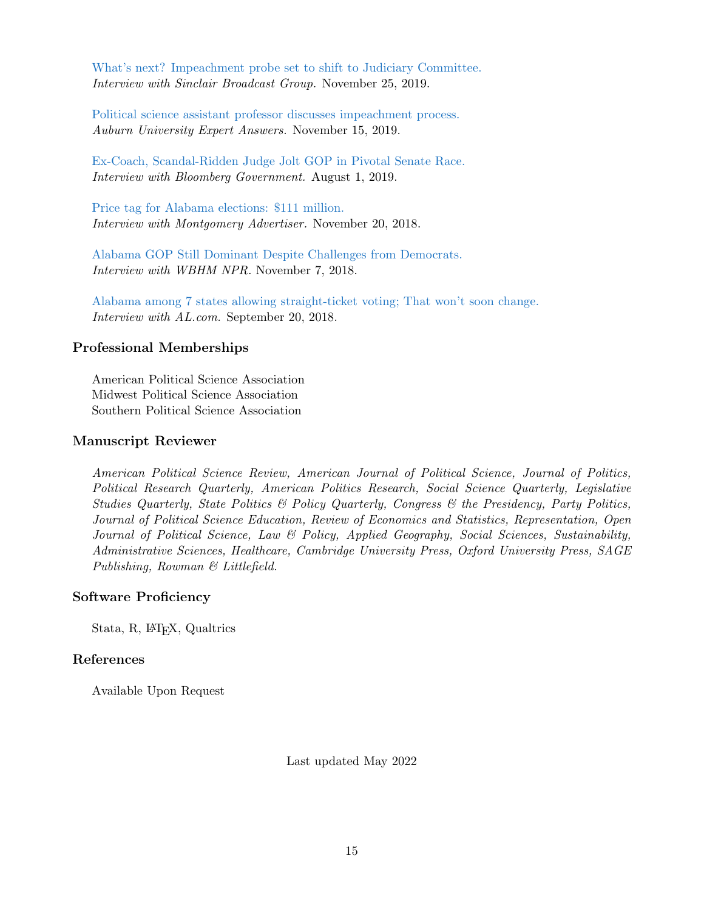What's next? Impeachment probe set to shift to Judiciary Committee.
*Interview with Sinclair Broadcast Group.* November 25, 2019.

Political science assistant professor discusses impeachment process.
*Auburn University Expert Answers.* November 15, 2019.

Ex-Coach, Scandal-Ridden Judge Jolt GOP in Pivotal Senate Race.
*Interview with Bloomberg Government.* August 1, 2019.

Price tag for Alabama elections: $111 million.
*Interview with Montgomery Advertiser.* November 20, 2018.

Alabama GOP Still Dominant Despite Challenges from Democrats.
*Interview with WBHM NPR.* November 7, 2018.

Alabama among 7 states allowing straight-ticket voting; That won't soon change.
*Interview with AL.com.* September 20, 2018.

### Professional Memberships

American Political Science Association
Midwest Political Science Association
Southern Political Science Association

### Manuscript Reviewer

*American Political Science Review, American Journal of Political Science, Journal of Politics, Political Research Quarterly, American Politics Research, Social Science Quarterly, Legislative Studies Quarterly, State Politics & Policy Quarterly, Congress & the Presidency, Party Politics, Journal of Political Science Education, Review of Economics and Statistics, Representation, Open Journal of Political Science, Law & Policy, Applied Geography, Social Sciences, Sustainability, Administrative Sciences, Healthcare, Cambridge University Press, Oxford University Press, SAGE Publishing, Rowman & Littlefield.*

### Software Proficiency

Stata, R, LaTeX, Qualtrics

### References

Available Upon Request

Last updated May 2022